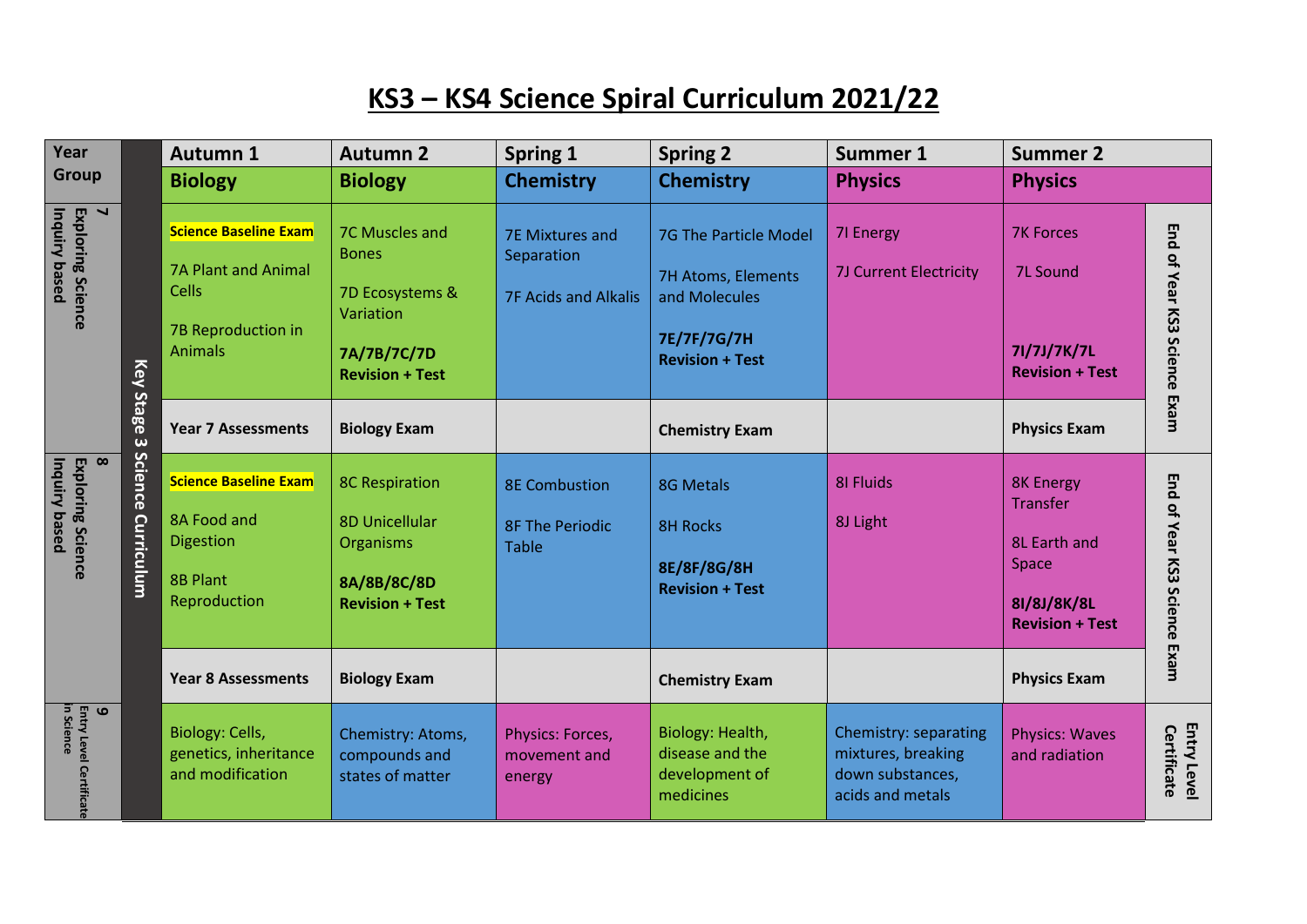# KS3 – KS4 Science Spiral Curriculum 2021/22

| Year Group | | Autumn 1 | Autumn 2 | Spring 1 | Spring 2 | Summer 1 | Summer 2 | |
|---|---|---|---|---|---|---|---|---|
| | Key Stage 3 Science Curriculum | **Biology** | **Biology** | **Chemistry** | **Chemistry** | **Physics** | **Physics** | |
| **7 Exploring Science Inquiry based** | | **Science Baseline Exam**<br>7A Plant and Animal Cells<br>7B Reproduction in Animals | 7C Muscles and Bones<br>7D Ecosystems & Variation<br>**7A/7B/7C/7D Revision + Test** | 7E Mixtures and Separation<br>7F Acids and Alkalis | 7G The Particle Model<br>7H Atoms, Elements and Molecules<br>**7E/7F/7G/7H Revision + Test** | 7I Energy<br>7J Current Electricity | 7K Forces<br>7L Sound<br>**7I/7J/7K/7L Revision + Test** | **End of Year KS3 Science Exam** |
| | | **Year 7 Assessments** | **Biology Exam** | | **Chemistry Exam** | | **Physics Exam** | |
| **8 Exploring Science Inquiry based** | | **Science Baseline Exam**<br>8A Food and Digestion<br>8B Plant Reproduction | 8C Respiration<br>8D Unicellular Organisms<br>**8A/8B/8C/8D Revision + Test** | 8E Combustion<br>8F The Periodic Table | 8G Metals<br>8H Rocks<br>**8E/8F/8G/8H Revision + Test** | 8I Fluids<br>8J Light | 8K Energy Transfer<br>8L Earth and Space<br>**8I/8J/8K/8L Revision + Test** | **End of Year KS3 Science Exam** |
| | | **Year 8 Assessments** | **Biology Exam** | | **Chemistry Exam** | | **Physics Exam** | |
| **9 Entry Level Certificate in Science** | | Biology: Cells, genetics, inheritance and modification | Chemistry: Atoms, compounds and states of matter | Physics: Forces, movement and energy | Biology: Health, disease and the development of medicines | Chemistry: separating mixtures, breaking down substances, acids and metals | Physics: Waves and radiation | **Entry Level Certificate** |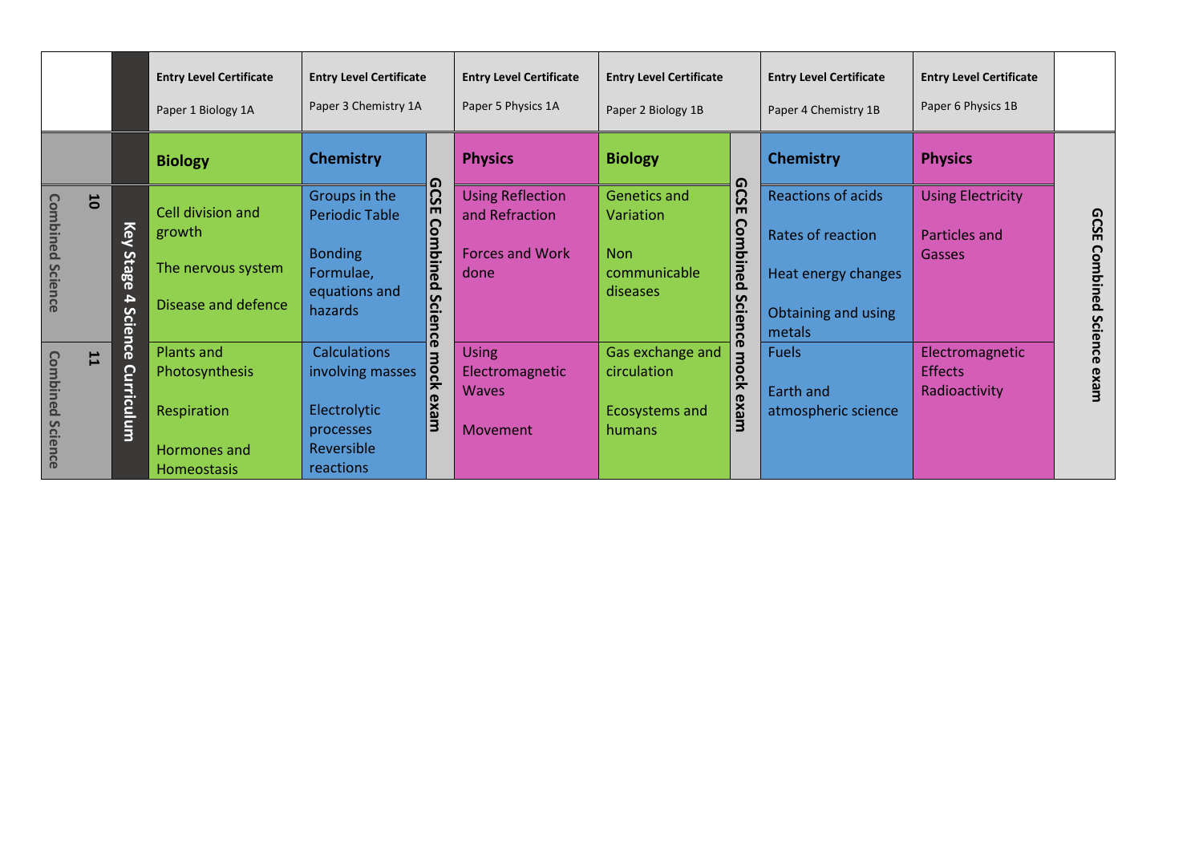| | | Entry Level Certificate<br>Paper 1 Biology 1A | Entry Level Certificate<br>Paper 3 Chemistry 1A | | Entry Level Certificate<br>Paper 5 Physics 1A | Entry Level Certificate<br>Paper 2 Biology 1B | | Entry Level Certificate<br>Paper 4 Chemistry 1B | Entry Level Certificate<br>Paper 6 Physics 1B | |
|---|---|---|---|---|---|---|---|---|---|---|
| | | **Biology** | **Chemistry** | **GCSE Combined Science mock exam** | **Physics** | **Biology** | **GCSE Combined Science mock exam** | **Chemistry** | **Physics** | **GCSE Combined Science exam** |
| **10** Combined Science | **Key Stage 4 Science Curriculum** | Cell division and growth<br><br>The nervous system<br><br>Disease and defence | Groups in the Periodic Table<br><br>Bonding Formulae, equations and hazards | | Using Reflection and Refraction<br><br>Forces and Work done | Genetics and Variation<br><br>Non communicable diseases | | Reactions of acids<br><br>Rates of reaction<br><br>Heat energy changes<br><br>Obtaining and using metals | Using Electricity<br><br>Particles and Gasses | |
| **11** Combined Science | | Plants and Photosynthesis<br><br>Respiration<br><br>Hormones and Homeostasis | Calculations involving masses<br><br>Electrolytic processes Reversible reactions | | Using Electromagnetic Waves<br><br>Movement | Gas exchange and circulation<br><br>Ecosystems and humans | | Fuels<br><br>Earth and atmospheric science | Electromagnetic Effects Radioactivity | |